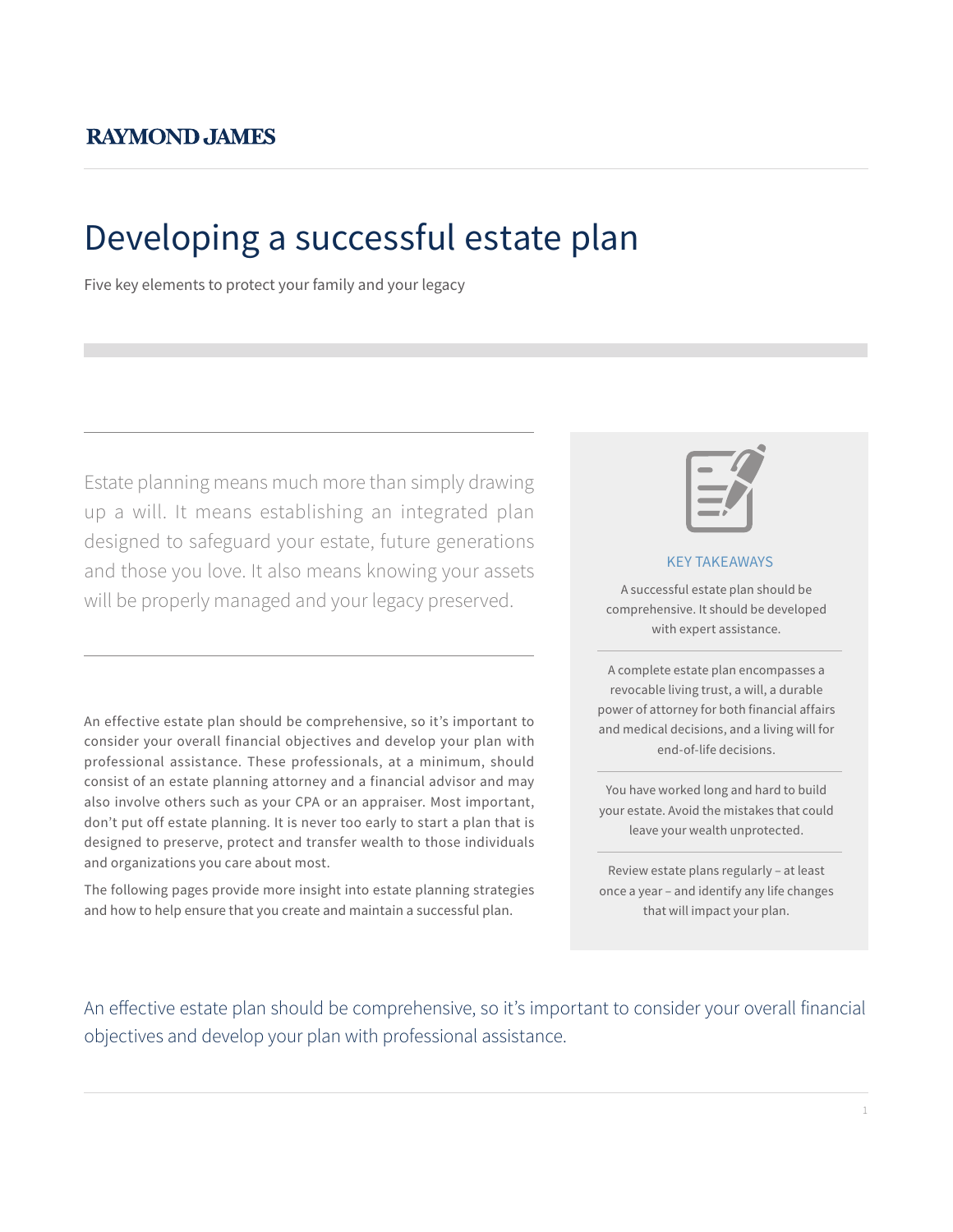RAYMOND JAMES

# Developing a successful estate plan

Five key elements to protect your family and your legacy

Estate planning means much more than simply drawing up a will. It means establishing an integrated plan designed to safeguard your estate, future generations and those you love. It also means knowing your assets will be properly managed and your legacy preserved.

An effective estate plan should be comprehensive, so it's important to consider your overall financial objectives and develop your plan with professional assistance. These professionals, at a minimum, should consist of an estate planning attorney and a financial advisor and may also involve others such as your CPA or an appraiser. Most important, don't put off estate planning. It is never too early to start a plan that is designed to preserve, protect and transfer wealth to those individuals and organizations you care about most.

The following pages provide more insight into estate planning strategies and how to help ensure that you create and maintain a successful plan.

### KEY TAKEAWAYS

A successful estate plan should be comprehensive. It should be developed with expert assistance.

A complete estate plan encompasses a revocable living trust, a will, a durable power of attorney for both financial affairs and medical decisions, and a living will for end-of-life decisions.

You have worked long and hard to build your estate. Avoid the mistakes that could leave your wealth unprotected.

Review estate plans regularly – at least once a year – and identify any life changes that will impact your plan.

An effective estate plan should be comprehensive, so it's important to consider your overall financial objectives and develop your plan with professional assistance.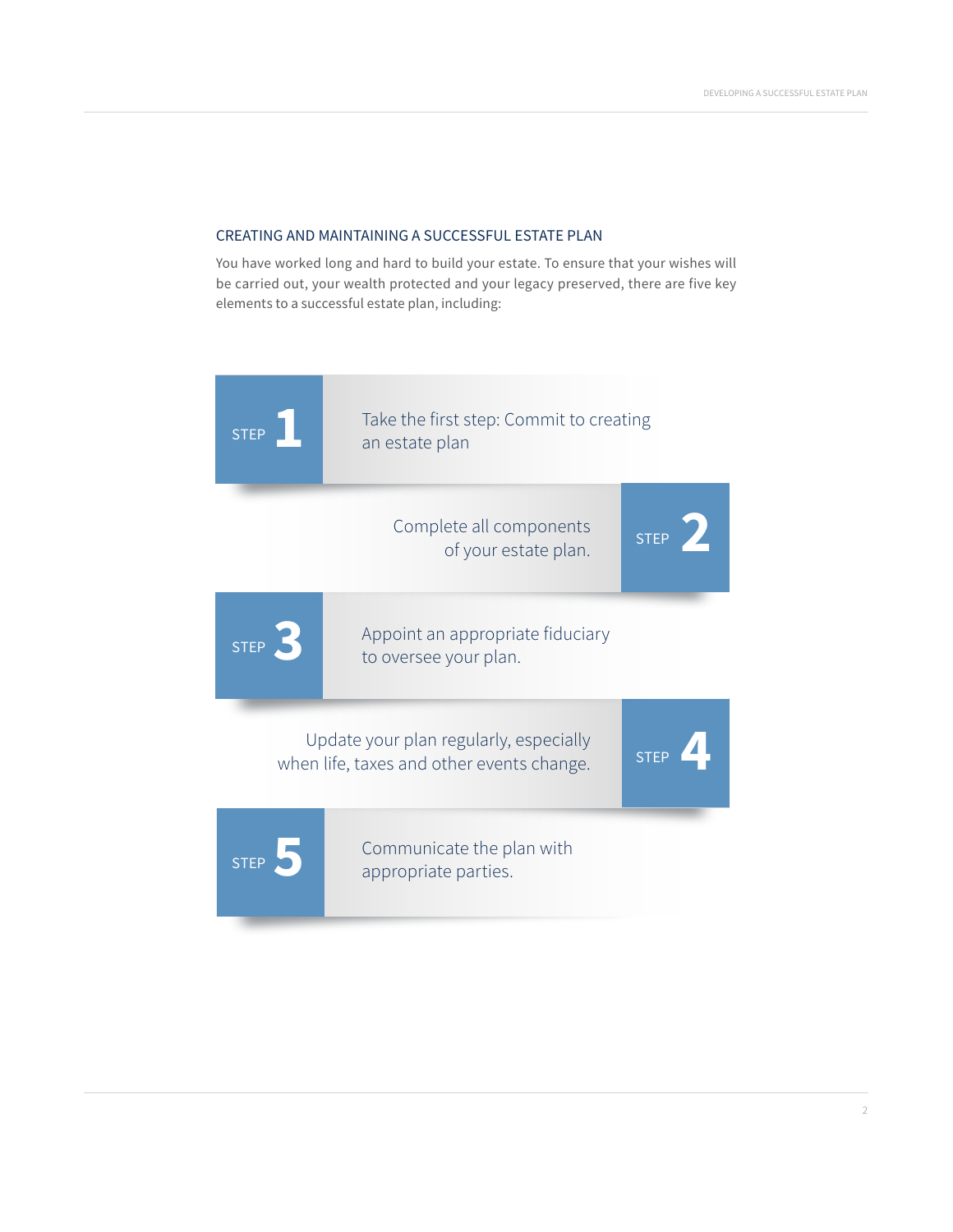## CREATING AND MAINTAINING A SUCCESSFUL ESTATE PLAN

You have worked long and hard to build your estate. To ensure that your wishes will be carried out, your wealth protected and your legacy preserved, there are five key elements to a successful estate plan, including:

**STEP 1** Take the first step: Commit to creating an estate plan

**STEP 2** Complete all components of your estate plan.

**STEP 3** Appoint an appropriate fiduciary to oversee your plan.

**STEP 4** Update your plan regularly, especially when life, taxes and other events change.

**STEP 5** Communicate the plan with appropriate parties.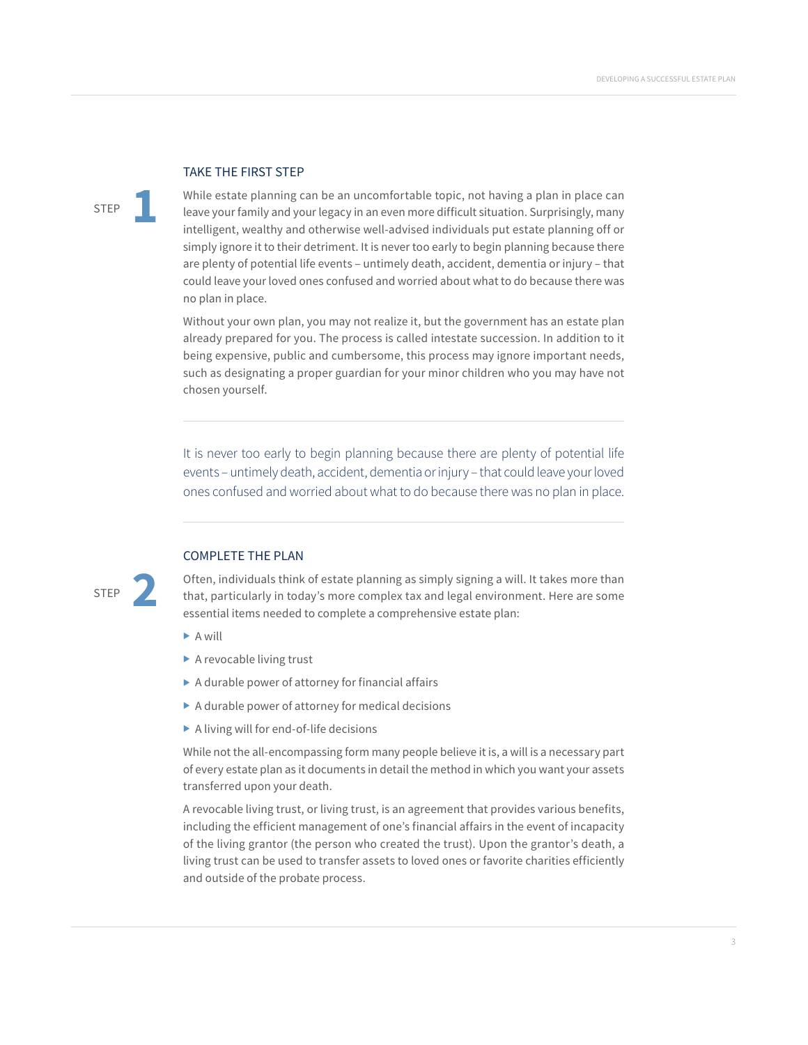## STEP 1

### TAKE THE FIRST STEP

While estate planning can be an uncomfortable topic, not having a plan in place can leave your family and your legacy in an even more difficult situation. Surprisingly, many intelligent, wealthy and otherwise well-advised individuals put estate planning off or simply ignore it to their detriment. It is never too early to begin planning because there are plenty of potential life events – untimely death, accident, dementia or injury – that could leave your loved ones confused and worried about what to do because there was no plan in place.

Without your own plan, you may not realize it, but the government has an estate plan already prepared for you. The process is called intestate succession. In addition to it being expensive, public and cumbersome, this process may ignore important needs, such as designating a proper guardian for your minor children who you may have not chosen yourself.

---

> It is never too early to begin planning because there are plenty of potential life events – untimely death, accident, dementia or injury – that could leave your loved ones confused and worried about what to do because there was no plan in place.

---

## STEP 2

### COMPLETE THE PLAN

Often, individuals think of estate planning as simply signing a will. It takes more than that, particularly in today's more complex tax and legal environment. Here are some essential items needed to complete a comprehensive estate plan:

- A will
- A revocable living trust
- A durable power of attorney for financial affairs
- A durable power of attorney for medical decisions
- A living will for end-of-life decisions

While not the all-encompassing form many people believe it is, a will is a necessary part of every estate plan as it documents in detail the method in which you want your assets transferred upon your death.

A revocable living trust, or living trust, is an agreement that provides various benefits, including the efficient management of one's financial affairs in the event of incapacity of the living grantor (the person who created the trust). Upon the grantor's death, a living trust can be used to transfer assets to loved ones or favorite charities efficiently and outside of the probate process.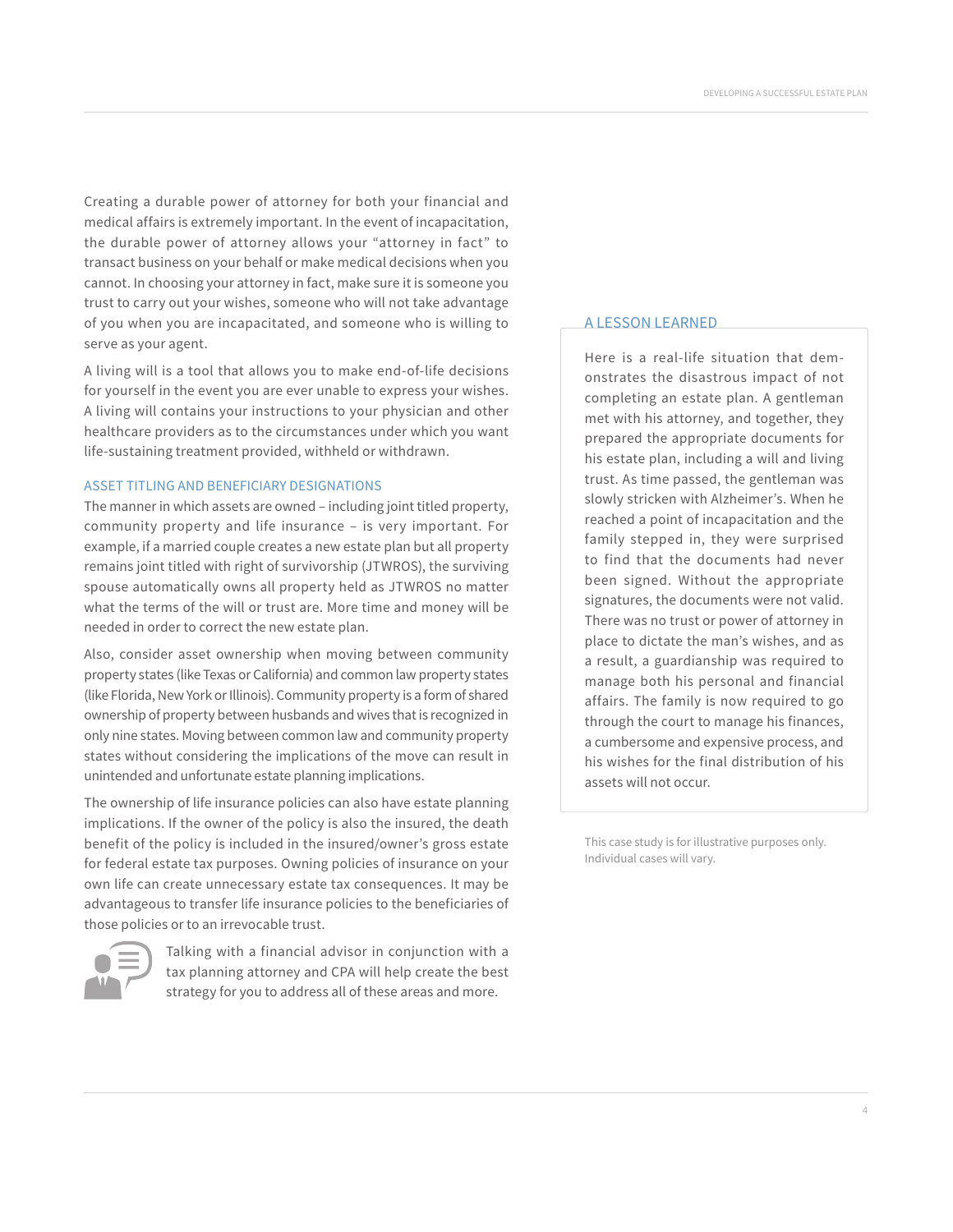Creating a durable power of attorney for both your financial and medical affairs is extremely important. In the event of incapacitation, the durable power of attorney allows your "attorney in fact" to transact business on your behalf or make medical decisions when you cannot. In choosing your attorney in fact, make sure it is someone you trust to carry out your wishes, someone who will not take advantage of you when you are incapacitated, and someone who is willing to serve as your agent.

A living will is a tool that allows you to make end-of-life decisions for yourself in the event you are ever unable to express your wishes. A living will contains your instructions to your physician and other healthcare providers as to the circumstances under which you want life-sustaining treatment provided, withheld or withdrawn.

## ASSET TITLING AND BENEFICIARY DESIGNATIONS

The manner in which assets are owned – including joint titled property, community property and life insurance – is very important. For example, if a married couple creates a new estate plan but all property remains joint titled with right of survivorship (JTWROS), the surviving spouse automatically owns all property held as JTWROS no matter what the terms of the will or trust are. More time and money will be needed in order to correct the new estate plan.

Also, consider asset ownership when moving between community property states (like Texas or California) and common law property states (like Florida, New York or Illinois). Community property is a form of shared ownership of property between husbands and wives that is recognized in only nine states. Moving between common law and community property states without considering the implications of the move can result in unintended and unfortunate estate planning implications.

The ownership of life insurance policies can also have estate planning implications. If the owner of the policy is also the insured, the death benefit of the policy is included in the insured/owner's gross estate for federal estate tax purposes. Owning policies of insurance on your own life can create unnecessary estate tax consequences. It may be advantageous to transfer life insurance policies to the beneficiaries of those policies or to an irrevocable trust.

Talking with a financial advisor in conjunction with a tax planning attorney and CPA will help create the best strategy for you to address all of these areas and more.

## A LESSON LEARNED

Here is a real-life situation that demonstrates the disastrous impact of not completing an estate plan. A gentleman met with his attorney, and together, they prepared the appropriate documents for his estate plan, including a will and living trust. As time passed, the gentleman was slowly stricken with Alzheimer's. When he reached a point of incapacitation and the family stepped in, they were surprised to find that the documents had never been signed. Without the appropriate signatures, the documents were not valid. There was no trust or power of attorney in place to dictate the man's wishes, and as a result, a guardianship was required to manage both his personal and financial affairs. The family is now required to go through the court to manage his finances, a cumbersome and expensive process, and his wishes for the final distribution of his assets will not occur.

This case study is for illustrative purposes only. Individual cases will vary.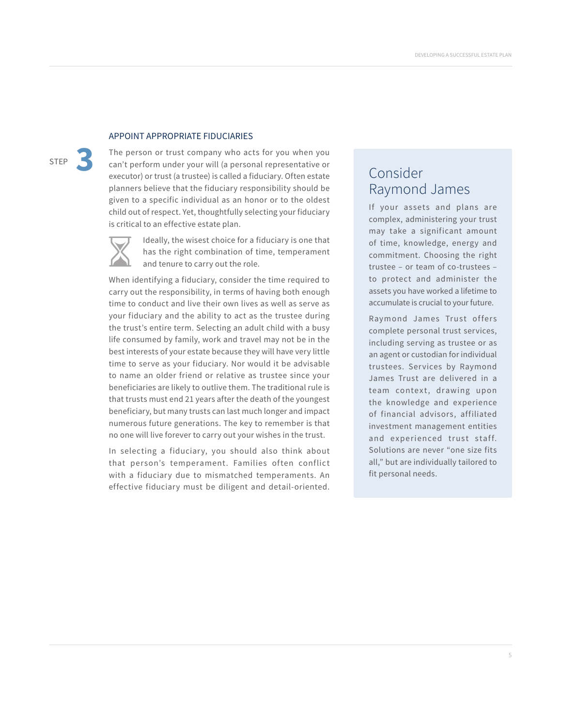STEP **3**

## APPOINT APPROPRIATE FIDUCIARIES

The person or trust company who acts for you when you can't perform under your will (a personal representative or executor) or trust (a trustee) is called a fiduciary. Often estate planners believe that the fiduciary responsibility should be given to a specific individual as an honor or to the oldest child out of respect. Yet, thoughtfully selecting your fiduciary is critical to an effective estate plan.

Ideally, the wisest choice for a fiduciary is one that has the right combination of time, temperament and tenure to carry out the role.

When identifying a fiduciary, consider the time required to carry out the responsibility, in terms of having both enough time to conduct and live their own lives as well as serve as your fiduciary and the ability to act as the trustee during the trust's entire term. Selecting an adult child with a busy life consumed by family, work and travel may not be in the best interests of your estate because they will have very little time to serve as your fiduciary. Nor would it be advisable to name an older friend or relative as trustee since your beneficiaries are likely to outlive them. The traditional rule is that trusts must end 21 years after the death of the youngest beneficiary, but many trusts can last much longer and impact numerous future generations. The key to remember is that no one will live forever to carry out your wishes in the trust.

In selecting a fiduciary, you should also think about that person's temperament. Families often conflict with a fiduciary due to mismatched temperaments. An effective fiduciary must be diligent and detail-oriented.

## Consider Raymond James

If your assets and plans are complex, administering your trust may take a significant amount of time, knowledge, energy and commitment. Choosing the right trustee – or team of co-trustees – to protect and administer the assets you have worked a lifetime to accumulate is crucial to your future.

Raymond James Trust offers complete personal trust services, including serving as trustee or as an agent or custodian for individual trustees. Services by Raymond James Trust are delivered in a team context, drawing upon the knowledge and experience of financial advisors, affiliated investment management entities and experienced trust staff. Solutions are never "one size fits all," but are individually tailored to fit personal needs.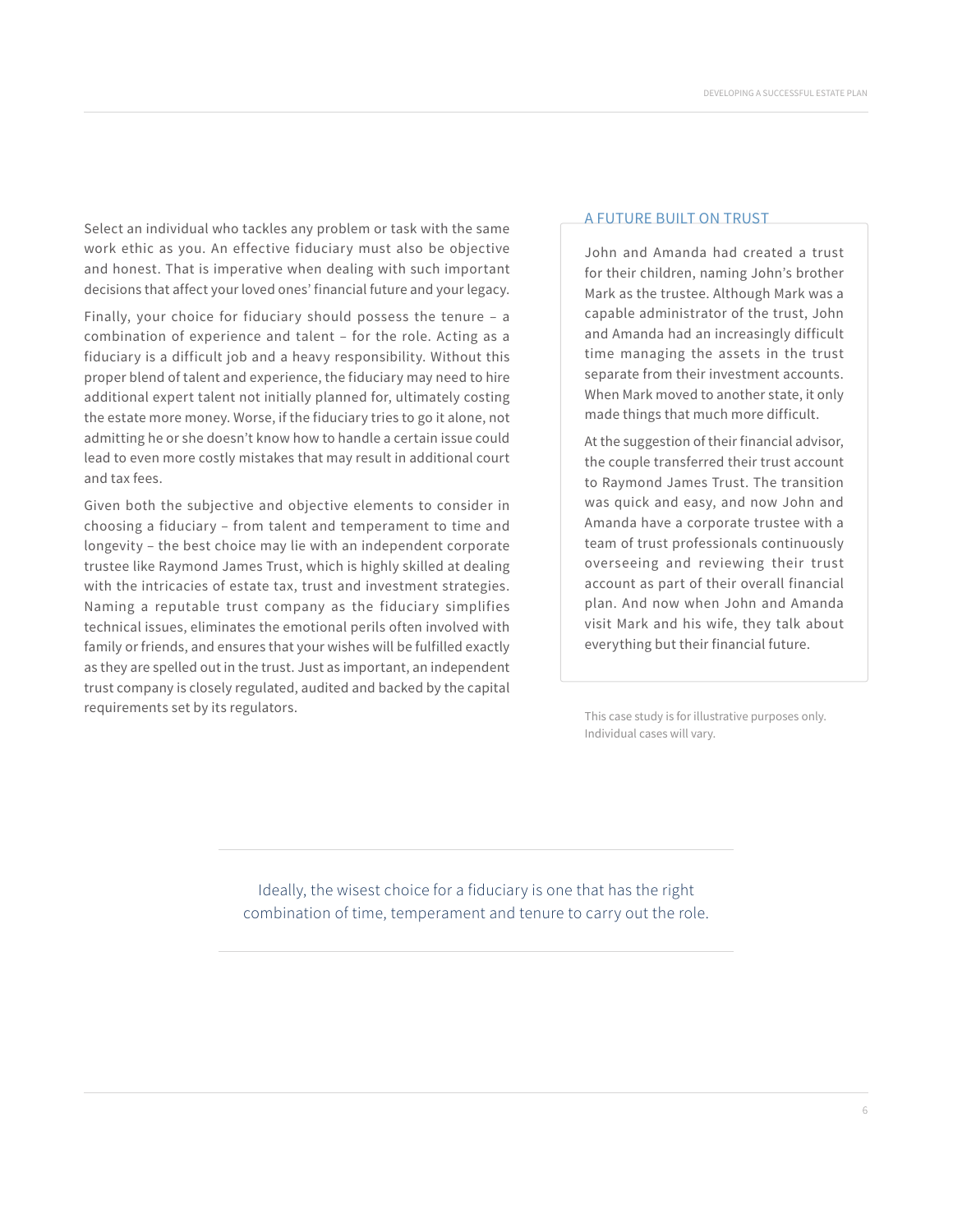Select an individual who tackles any problem or task with the same work ethic as you. An effective fiduciary must also be objective and honest. That is imperative when dealing with such important decisions that affect your loved ones' financial future and your legacy.

Finally, your choice for fiduciary should possess the tenure – a combination of experience and talent – for the role. Acting as a fiduciary is a difficult job and a heavy responsibility. Without this proper blend of talent and experience, the fiduciary may need to hire additional expert talent not initially planned for, ultimately costing the estate more money. Worse, if the fiduciary tries to go it alone, not admitting he or she doesn't know how to handle a certain issue could lead to even more costly mistakes that may result in additional court and tax fees.

Given both the subjective and objective elements to consider in choosing a fiduciary – from talent and temperament to time and longevity – the best choice may lie with an independent corporate trustee like Raymond James Trust, which is highly skilled at dealing with the intricacies of estate tax, trust and investment strategies. Naming a reputable trust company as the fiduciary simplifies technical issues, eliminates the emotional perils often involved with family or friends, and ensures that your wishes will be fulfilled exactly as they are spelled out in the trust. Just as important, an independent trust company is closely regulated, audited and backed by the capital requirements set by its regulators.

## A FUTURE BUILT ON TRUST

John and Amanda had created a trust for their children, naming John's brother Mark as the trustee. Although Mark was a capable administrator of the trust, John and Amanda had an increasingly difficult time managing the assets in the trust separate from their investment accounts. When Mark moved to another state, it only made things that much more difficult.

At the suggestion of their financial advisor, the couple transferred their trust account to Raymond James Trust. The transition was quick and easy, and now John and Amanda have a corporate trustee with a team of trust professionals continuously overseeing and reviewing their trust account as part of their overall financial plan. And now when John and Amanda visit Mark and his wife, they talk about everything but their financial future.

This case study is for illustrative purposes only. Individual cases will vary.

> Ideally, the wisest choice for a fiduciary is one that has the right combination of time, temperament and tenure to carry out the role.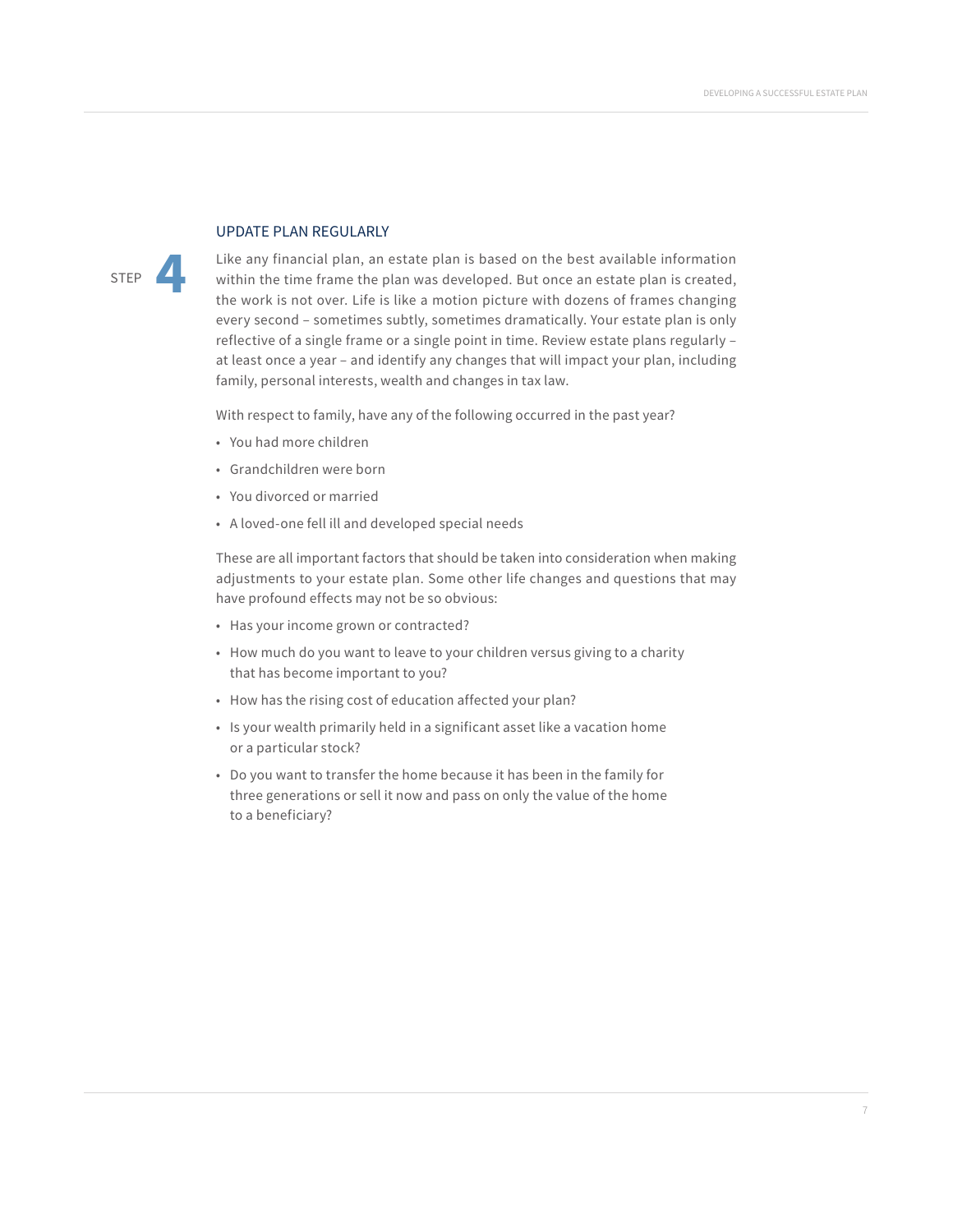## STEP 4

### UPDATE PLAN REGULARLY

Like any financial plan, an estate plan is based on the best available information within the time frame the plan was developed. But once an estate plan is created, the work is not over. Life is like a motion picture with dozens of frames changing every second – sometimes subtly, sometimes dramatically. Your estate plan is only reflective of a single frame or a single point in time. Review estate plans regularly – at least once a year – and identify any changes that will impact your plan, including family, personal interests, wealth and changes in tax law.

With respect to family, have any of the following occurred in the past year?

- You had more children
- Grandchildren were born
- You divorced or married
- A loved-one fell ill and developed special needs

These are all important factors that should be taken into consideration when making adjustments to your estate plan. Some other life changes and questions that may have profound effects may not be so obvious:

- Has your income grown or contracted?
- How much do you want to leave to your children versus giving to a charity that has become important to you?
- How has the rising cost of education affected your plan?
- Is your wealth primarily held in a significant asset like a vacation home or a particular stock?
- Do you want to transfer the home because it has been in the family for three generations or sell it now and pass on only the value of the home to a beneficiary?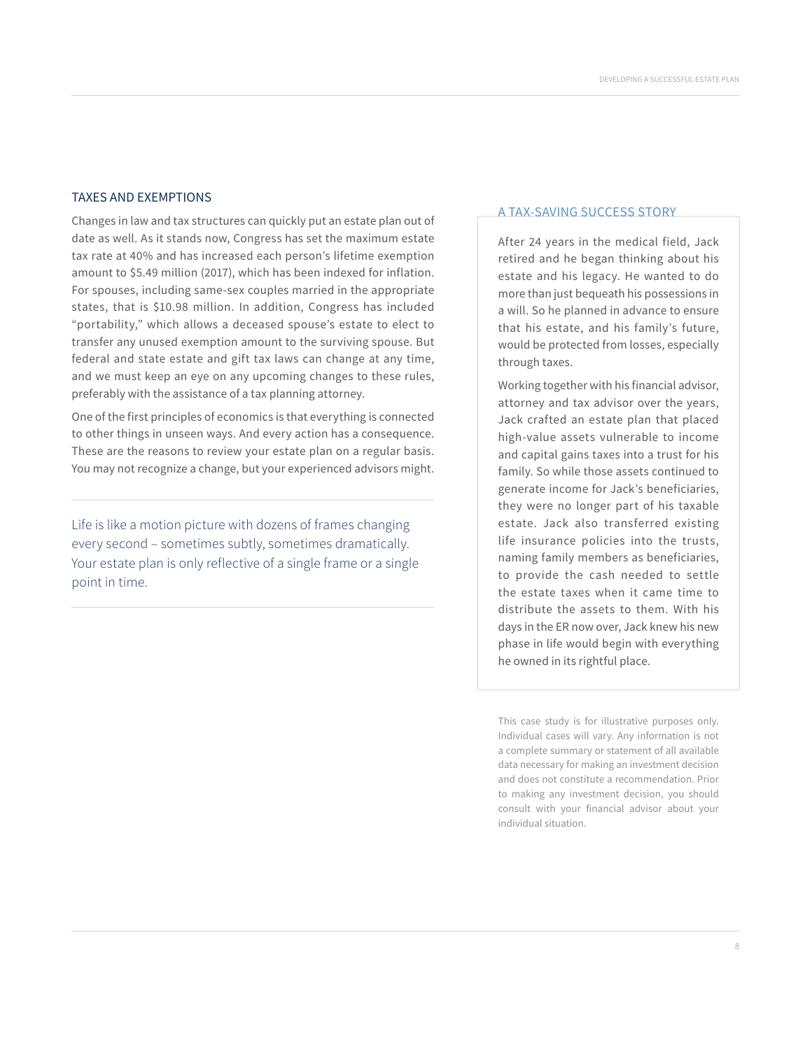## TAXES AND EXEMPTIONS

Changes in law and tax structures can quickly put an estate plan out of date as well. As it stands now, Congress has set the maximum estate tax rate at 40% and has increased each person's lifetime exemption amount to $5.49 million (2017), which has been indexed for inflation. For spouses, including same-sex couples married in the appropriate states, that is $10.98 million. In addition, Congress has included "portability," which allows a deceased spouse's estate to elect to transfer any unused exemption amount to the surviving spouse. But federal and state estate and gift tax laws can change at any time, and we must keep an eye on any upcoming changes to these rules, preferably with the assistance of a tax planning attorney.

One of the first principles of economics is that everything is connected to other things in unseen ways. And every action has a consequence. These are the reasons to review your estate plan on a regular basis. You may not recognize a change, but your experienced advisors might.

> Life is like a motion picture with dozens of frames changing every second – sometimes subtly, sometimes dramatically. Your estate plan is only reflective of a single frame or a single point in time.

### A TAX-SAVING SUCCESS STORY

After 24 years in the medical field, Jack retired and he began thinking about his estate and his legacy. He wanted to do more than just bequeath his possessions in a will. So he planned in advance to ensure that his estate, and his family's future, would be protected from losses, especially through taxes.

Working together with his financial advisor, attorney and tax advisor over the years, Jack crafted an estate plan that placed high-value assets vulnerable to income and capital gains taxes into a trust for his family. So while those assets continued to generate income for Jack's beneficiaries, they were no longer part of his taxable estate. Jack also transferred existing life insurance policies into the trusts, naming family members as beneficiaries, to provide the cash needed to settle the estate taxes when it came time to distribute the assets to them. With his days in the ER now over, Jack knew his new phase in life would begin with everything he owned in its rightful place.

This case study is for illustrative purposes only. Individual cases will vary. Any information is not a complete summary or statement of all available data necessary for making an investment decision and does not constitute a recommendation. Prior to making any investment decision, you should consult with your financial advisor about your individual situation.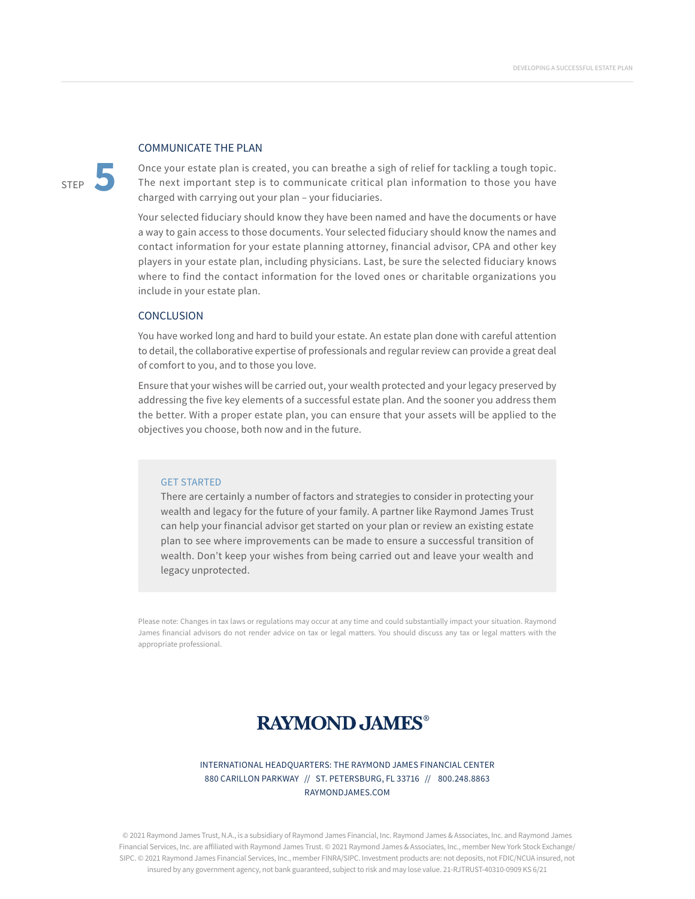STEP **5**

## COMMUNICATE THE PLAN

Once your estate plan is created, you can breathe a sigh of relief for tackling a tough topic. The next important step is to communicate critical plan information to those you have charged with carrying out your plan – your fiduciaries.

Your selected fiduciary should know they have been named and have the documents or have a way to gain access to those documents. Your selected fiduciary should know the names and contact information for your estate planning attorney, financial advisor, CPA and other key players in your estate plan, including physicians. Last, be sure the selected fiduciary knows where to find the contact information for the loved ones or charitable organizations you include in your estate plan.

## CONCLUSION

You have worked long and hard to build your estate. An estate plan done with careful attention to detail, the collaborative expertise of professionals and regular review can provide a great deal of comfort to you, and to those you love.

Ensure that your wishes will be carried out, your wealth protected and your legacy preserved by addressing the five key elements of a successful estate plan. And the sooner you address them the better. With a proper estate plan, you can ensure that your assets will be applied to the objectives you choose, both now and in the future.

### GET STARTED

There are certainly a number of factors and strategies to consider in protecting your wealth and legacy for the future of your family. A partner like Raymond James Trust can help your financial advisor get started on your plan or review an existing estate plan to see where improvements can be made to ensure a successful transition of wealth. Don't keep your wishes from being carried out and leave your wealth and legacy unprotected.

Please note: Changes in tax laws or regulations may occur at any time and could substantially impact your situation. Raymond James financial advisors do not render advice on tax or legal matters. You should discuss any tax or legal matters with the appropriate professional.

**RAYMOND JAMES®**

INTERNATIONAL HEADQUARTERS: THE RAYMOND JAMES FINANCIAL CENTER
880 CARILLON PARKWAY // ST. PETERSBURG, FL 33716 // 800.248.8863
RAYMONDJAMES.COM

© 2021 Raymond James Trust, N.A., is a subsidiary of Raymond James Financial, Inc. Raymond James & Associates, Inc. and Raymond James Financial Services, Inc. are affiliated with Raymond James Trust. © 2021 Raymond James & Associates, Inc., member New York Stock Exchange/SIPC. © 2021 Raymond James Financial Services, Inc., member FINRA/SIPC. Investment products are: not deposits, not FDIC/NCUA insured, not insured by any government agency, not bank guaranteed, subject to risk and may lose value. 21-RJTRUST-40310-0909 KS 6/21